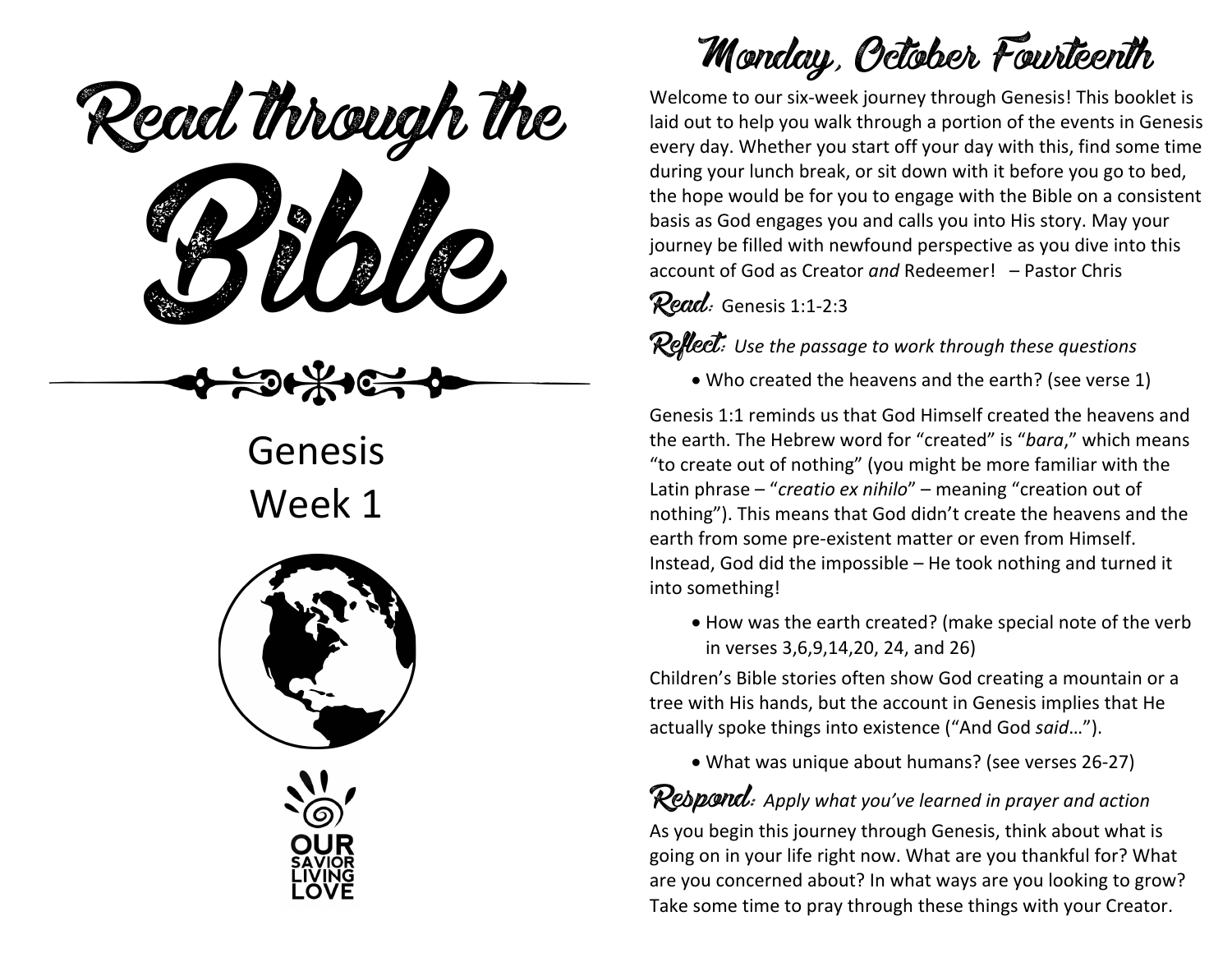# Read through the Bible

Genesis
Week 1

OUR SAVIOR LIVING LOVE

# Monday, October Fourteenth

Welcome to our six-week journey through Genesis! This booklet is laid out to help you walk through a portion of the events in Genesis every day. Whether you start off your day with this, find some time during your lunch break, or sit down with it before you go to bed, the hope would be for you to engage with the Bible on a consistent basis as God engages you and calls you into His story. May your journey be filled with newfound perspective as you dive into this account of God as Creator *and* Redeemer!  – Pastor Chris

**Read:** Genesis 1:1-2:3

**Reflect:** *Use the passage to work through these questions*

- Who created the heavens and the earth? (see verse 1)

Genesis 1:1 reminds us that God Himself created the heavens and the earth. The Hebrew word for "created" is "*bara*," which means "to create out of nothing" (you might be more familiar with the Latin phrase – "*creatio ex nihilo*" – meaning "creation out of nothing"). This means that God didn't create the heavens and the earth from some pre-existent matter or even from Himself. Instead, God did the impossible – He took nothing and turned it into something!

- How was the earth created? (make special note of the verb in verses 3,6,9,14,20, 24, and 26)

Children's Bible stories often show God creating a mountain or a tree with His hands, but the account in Genesis implies that He actually spoke things into existence ("And God *said*…").

- What was unique about humans? (see verses 26-27)

**Respond:** *Apply what you've learned in prayer and action*

As you begin this journey through Genesis, think about what is going on in your life right now. What are you thankful for? What are you concerned about? In what ways are you looking to grow? Take some time to pray through these things with your Creator.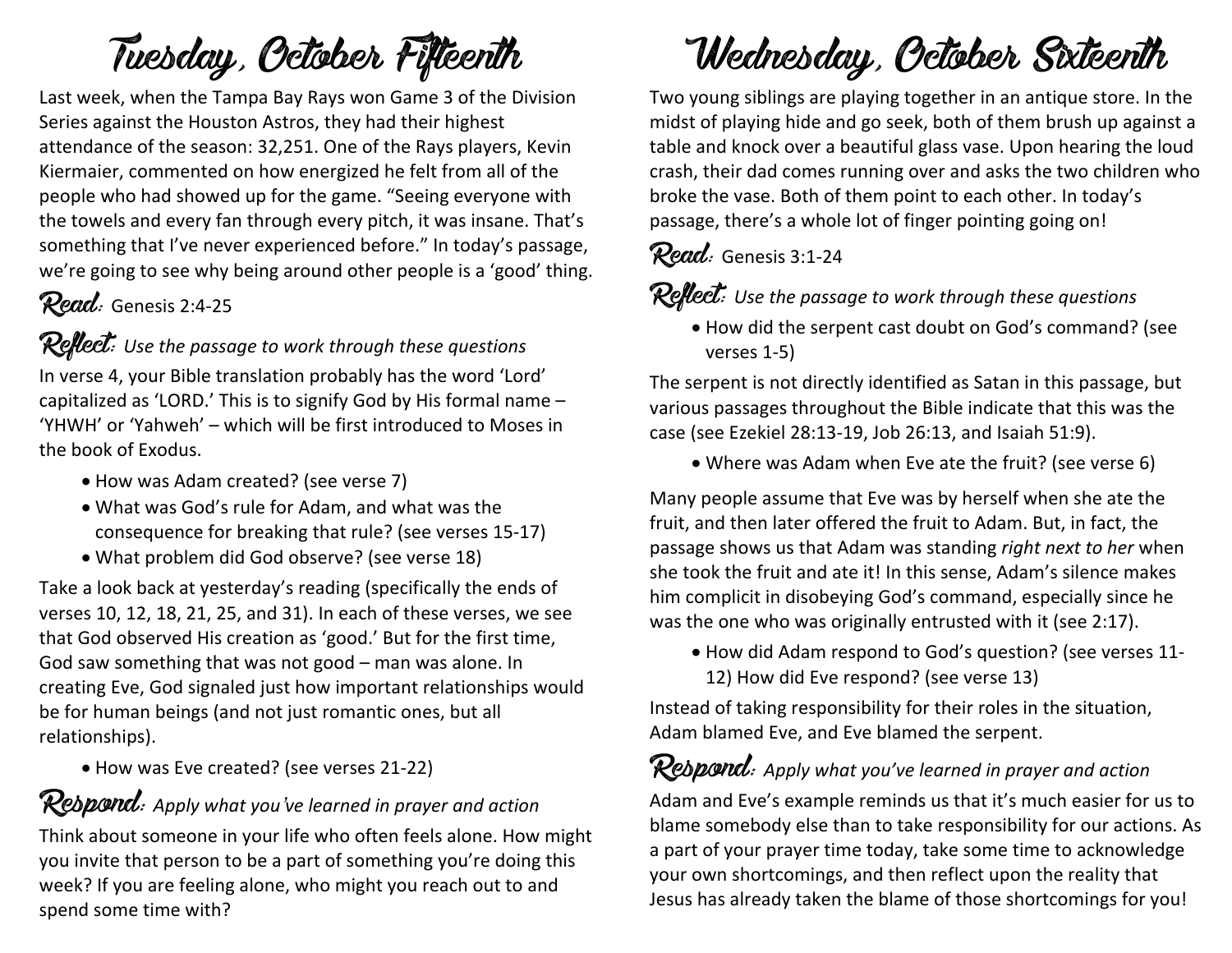# Tuesday, October Fifteenth

Last week, when the Tampa Bay Rays won Game 3 of the Division Series against the Houston Astros, they had their highest attendance of the season: 32,251. One of the Rays players, Kevin Kiermaier, commented on how energized he felt from all of the people who had showed up for the game. “Seeing everyone with the towels and every fan through every pitch, it was insane. That’s something that I’ve never experienced before.” In today’s passage, we’re going to see why being around other people is a ‘good’ thing.

## Read: Genesis 2:4-25

## Reflect: *Use the passage to work through these questions*

In verse 4, your Bible translation probably has the word ‘Lord’ capitalized as ‘LORD.’ This is to signify God by His formal name – ‘YHWH’ or ‘Yahweh’ – which will be first introduced to Moses in the book of Exodus.

- How was Adam created? (see verse 7)
- What was God’s rule for Adam, and what was the consequence for breaking that rule? (see verses 15-17)
- What problem did God observe? (see verse 18)

Take a look back at yesterday’s reading (specifically the ends of verses 10, 12, 18, 21, 25, and 31). In each of these verses, we see that God observed His creation as ‘good.’ But for the first time, God saw something that was not good – man was alone. In creating Eve, God signaled just how important relationships would be for human beings (and not just romantic ones, but all relationships).

- How was Eve created? (see verses 21-22)

## Respond: *Apply what you’ve learned in prayer and action*

Think about someone in your life who often feels alone. How might you invite that person to be a part of something you’re doing this week? If you are feeling alone, who might you reach out to and spend some time with?

# Wednesday, October Sixteenth

Two young siblings are playing together in an antique store. In the midst of playing hide and go seek, both of them brush up against a table and knock over a beautiful glass vase. Upon hearing the loud crash, their dad comes running over and asks the two children who broke the vase. Both of them point to each other. In today’s passage, there’s a whole lot of finger pointing going on!

## Read: Genesis 3:1-24

## Reflect: *Use the passage to work through these questions*

- How did the serpent cast doubt on God’s command? (see verses 1-5)

The serpent is not directly identified as Satan in this passage, but various passages throughout the Bible indicate that this was the case (see Ezekiel 28:13-19, Job 26:13, and Isaiah 51:9).

- Where was Adam when Eve ate the fruit? (see verse 6)

Many people assume that Eve was by herself when she ate the fruit, and then later offered the fruit to Adam. But, in fact, the passage shows us that Adam was standing *right next to her* when she took the fruit and ate it! In this sense, Adam’s silence makes him complicit in disobeying God’s command, especially since he was the one who was originally entrusted with it (see 2:17).

- How did Adam respond to God’s question? (see verses 11-12) How did Eve respond? (see verse 13)

Instead of taking responsibility for their roles in the situation, Adam blamed Eve, and Eve blamed the serpent.

## Respond: *Apply what you’ve learned in prayer and action*

Adam and Eve’s example reminds us that it’s much easier for us to blame somebody else than to take responsibility for our actions. As a part of your prayer time today, take some time to acknowledge your own shortcomings, and then reflect upon the reality that Jesus has already taken the blame of those shortcomings for you!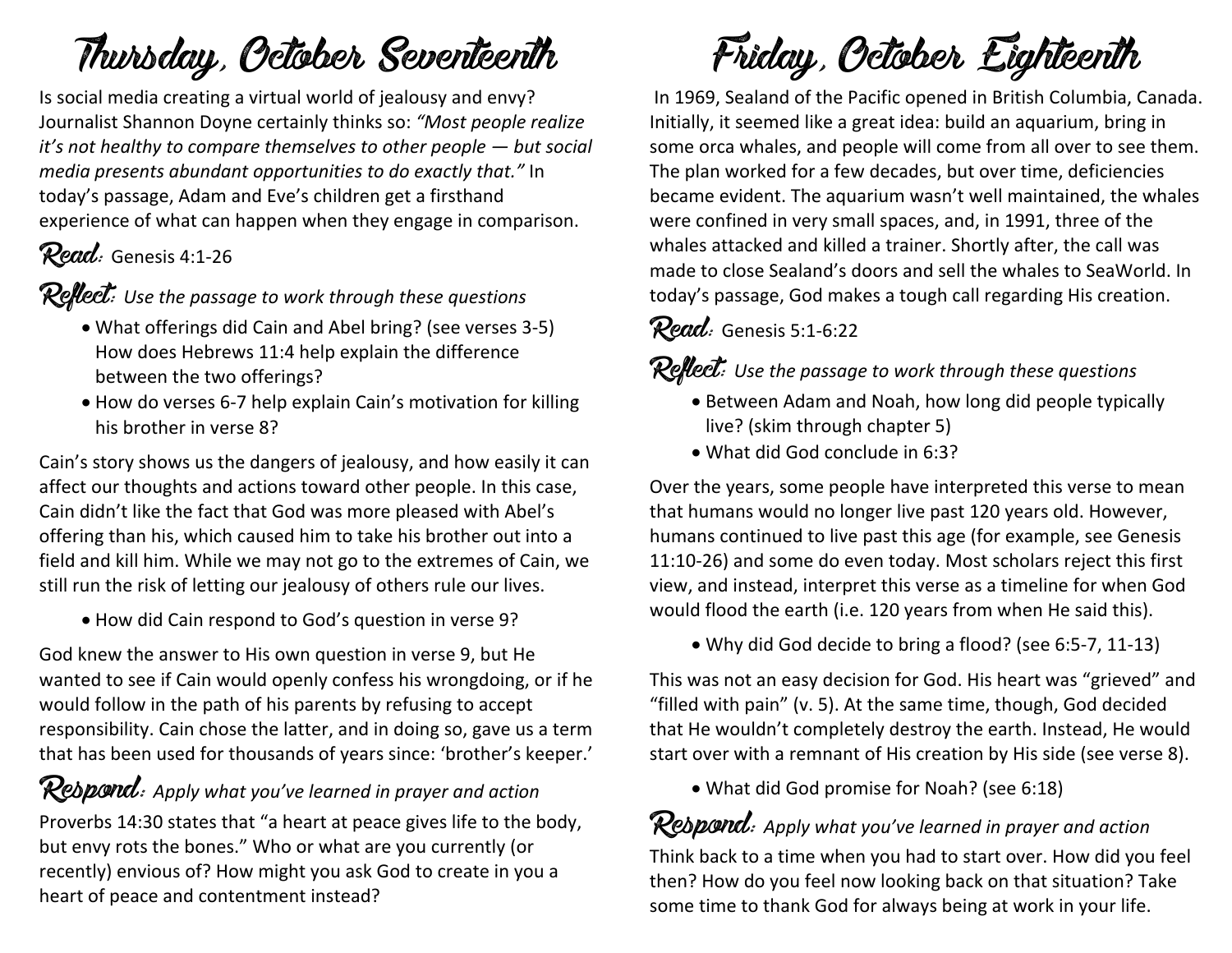# Thursday, October Seventeenth

Is social media creating a virtual world of jealousy and envy? Journalist Shannon Doyne certainly thinks so: *"Most people realize it's not healthy to compare themselves to other people — but social media presents abundant opportunities to do exactly that."* In today's passage, Adam and Eve's children get a firsthand experience of what can happen when they engage in comparison.

## Read: Genesis 4:1-26

## Reflect: *Use the passage to work through these questions*

- What offerings did Cain and Abel bring? (see verses 3-5) How does Hebrews 11:4 help explain the difference between the two offerings?
- How do verses 6-7 help explain Cain's motivation for killing his brother in verse 8?

Cain's story shows us the dangers of jealousy, and how easily it can affect our thoughts and actions toward other people. In this case, Cain didn't like the fact that God was more pleased with Abel's offering than his, which caused him to take his brother out into a field and kill him. While we may not go to the extremes of Cain, we still run the risk of letting our jealousy of others rule our lives.

- How did Cain respond to God's question in verse 9?

God knew the answer to His own question in verse 9, but He wanted to see if Cain would openly confess his wrongdoing, or if he would follow in the path of his parents by refusing to accept responsibility. Cain chose the latter, and in doing so, gave us a term that has been used for thousands of years since: 'brother's keeper.'

## Respond: *Apply what you've learned in prayer and action*

Proverbs 14:30 states that "a heart at peace gives life to the body, but envy rots the bones." Who or what are you currently (or recently) envious of? How might you ask God to create in you a heart of peace and contentment instead?

# Friday, October Eighteenth

In 1969, Sealand of the Pacific opened in British Columbia, Canada. Initially, it seemed like a great idea: build an aquarium, bring in some orca whales, and people will come from all over to see them. The plan worked for a few decades, but over time, deficiencies became evident. The aquarium wasn't well maintained, the whales were confined in very small spaces, and, in 1991, three of the whales attacked and killed a trainer. Shortly after, the call was made to close Sealand's doors and sell the whales to SeaWorld. In today's passage, God makes a tough call regarding His creation.

## Read: Genesis 5:1-6:22

## Reflect: *Use the passage to work through these questions*

- Between Adam and Noah, how long did people typically live? (skim through chapter 5)
- What did God conclude in 6:3?

Over the years, some people have interpreted this verse to mean that humans would no longer live past 120 years old. However, humans continued to live past this age (for example, see Genesis 11:10-26) and some do even today. Most scholars reject this first view, and instead, interpret this verse as a timeline for when God would flood the earth (i.e. 120 years from when He said this).

- Why did God decide to bring a flood? (see 6:5-7, 11-13)

This was not an easy decision for God. His heart was "grieved" and "filled with pain" (v. 5). At the same time, though, God decided that He wouldn't completely destroy the earth. Instead, He would start over with a remnant of His creation by His side (see verse 8).

- What did God promise for Noah? (see 6:18)

## Respond: *Apply what you've learned in prayer and action*

Think back to a time when you had to start over. How did you feel then? How do you feel now looking back on that situation? Take some time to thank God for always being at work in your life.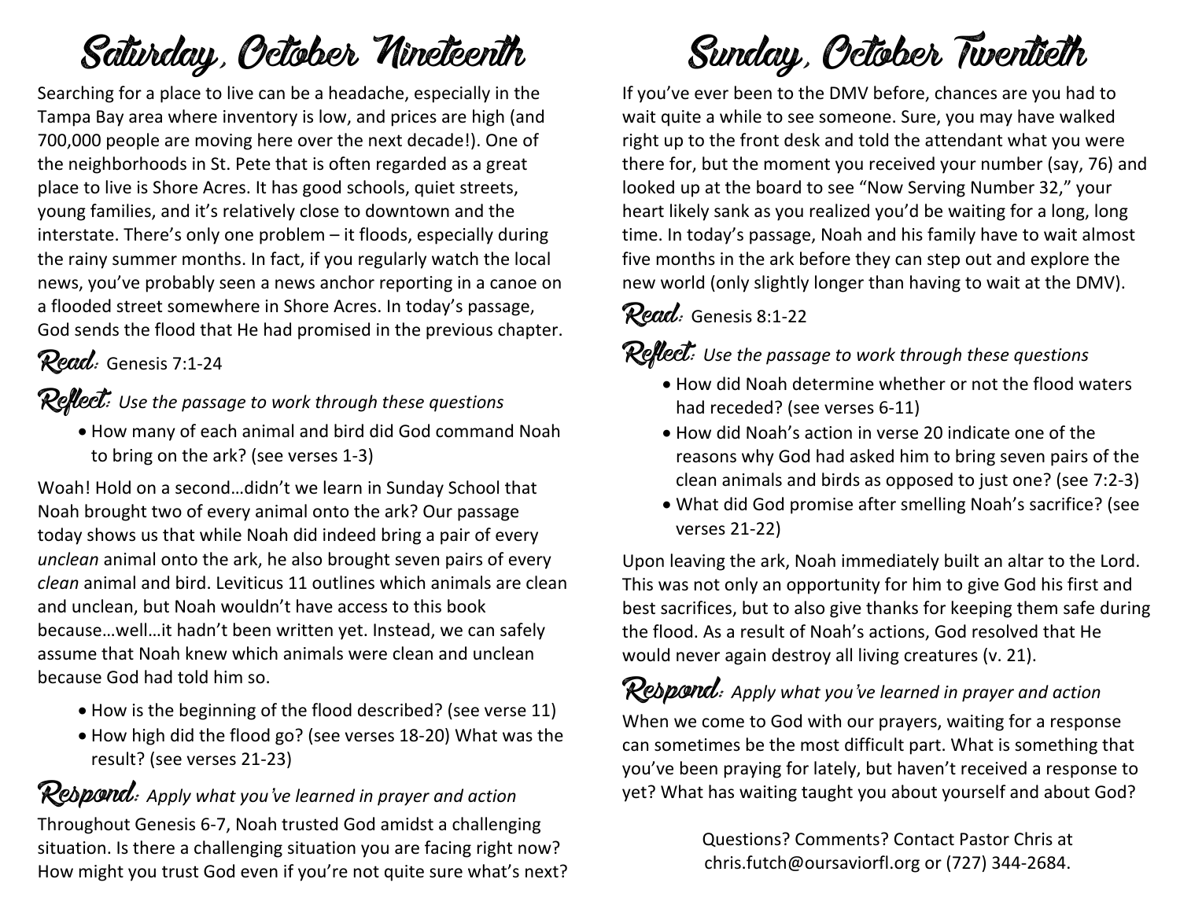# Saturday, October Nineteenth

Searching for a place to live can be a headache, especially in the Tampa Bay area where inventory is low, and prices are high (and 700,000 people are moving here over the next decade!). One of the neighborhoods in St. Pete that is often regarded as a great place to live is Shore Acres. It has good schools, quiet streets, young families, and it's relatively close to downtown and the interstate. There's only one problem – it floods, especially during the rainy summer months. In fact, if you regularly watch the local news, you've probably seen a news anchor reporting in a canoe on a flooded street somewhere in Shore Acres. In today's passage, God sends the flood that He had promised in the previous chapter.

## Read: Genesis 7:1-24

## Reflect: *Use the passage to work through these questions*

- How many of each animal and bird did God command Noah to bring on the ark? (see verses 1-3)

Woah! Hold on a second…didn't we learn in Sunday School that Noah brought two of every animal onto the ark? Our passage today shows us that while Noah did indeed bring a pair of every *unclean* animal onto the ark, he also brought seven pairs of every *clean* animal and bird. Leviticus 11 outlines which animals are clean and unclean, but Noah wouldn't have access to this book because…well…it hadn't been written yet. Instead, we can safely assume that Noah knew which animals were clean and unclean because God had told him so.

- How is the beginning of the flood described? (see verse 11)
- How high did the flood go? (see verses 18-20) What was the result? (see verses 21-23)

## Respond: *Apply what you've learned in prayer and action*

Throughout Genesis 6-7, Noah trusted God amidst a challenging situation. Is there a challenging situation you are facing right now? How might you trust God even if you're not quite sure what's next?

# Sunday, October Twentieth

If you've ever been to the DMV before, chances are you had to wait quite a while to see someone. Sure, you may have walked right up to the front desk and told the attendant what you were there for, but the moment you received your number (say, 76) and looked up at the board to see "Now Serving Number 32," your heart likely sank as you realized you'd be waiting for a long, long time. In today's passage, Noah and his family have to wait almost five months in the ark before they can step out and explore the new world (only slightly longer than having to wait at the DMV).

## Read: Genesis 8:1-22

## Reflect: *Use the passage to work through these questions*

- How did Noah determine whether or not the flood waters had receded? (see verses 6-11)
- How did Noah's action in verse 20 indicate one of the reasons why God had asked him to bring seven pairs of the clean animals and birds as opposed to just one? (see 7:2-3)
- What did God promise after smelling Noah's sacrifice? (see verses 21-22)

Upon leaving the ark, Noah immediately built an altar to the Lord. This was not only an opportunity for him to give God his first and best sacrifices, but to also give thanks for keeping them safe during the flood. As a result of Noah's actions, God resolved that He would never again destroy all living creatures (v. 21).

## Respond: *Apply what you've learned in prayer and action*

When we come to God with our prayers, waiting for a response can sometimes be the most difficult part. What is something that you've been praying for lately, but haven't received a response to yet? What has waiting taught you about yourself and about God?

Questions? Comments? Contact Pastor Chris at chris.futch@oursaviorfl.org or (727) 344-2684.